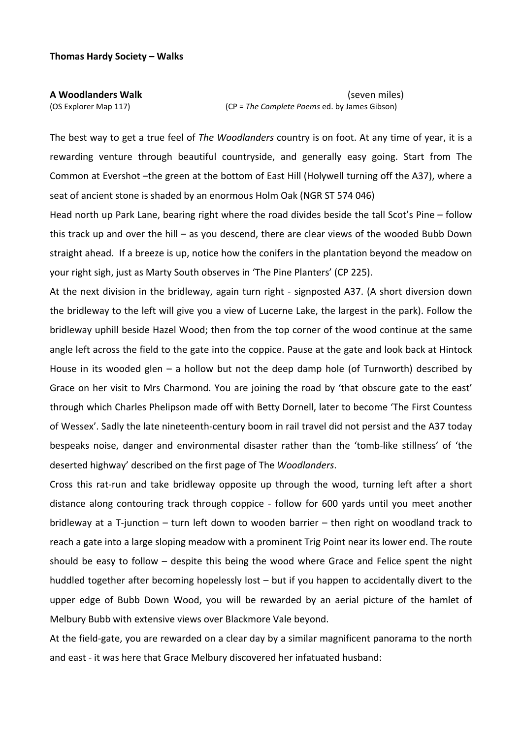**Thomas Hardy Society – Walks**

**A Woodlanders Walk** (seven miles)
(OS Explorer Map 117) (CP = *The Complete Poems* ed. by James Gibson)

The best way to get a true feel of *The Woodlanders* country is on foot. At any time of year, it is a rewarding venture through beautiful countryside, and generally easy going. Start from The Common at Evershot –the green at the bottom of East Hill (Holywell turning off the A37), where a seat of ancient stone is shaded by an enormous Holm Oak (NGR ST 574 046)

Head north up Park Lane, bearing right where the road divides beside the tall Scot's Pine – follow this track up and over the hill – as you descend, there are clear views of the wooded Bubb Down straight ahead. If a breeze is up, notice how the conifers in the plantation beyond the meadow on your right sigh, just as Marty South observes in 'The Pine Planters' (CP 225).

At the next division in the bridleway, again turn right - signposted A37. (A short diversion down the bridleway to the left will give you a view of Lucerne Lake, the largest in the park). Follow the bridleway uphill beside Hazel Wood; then from the top corner of the wood continue at the same angle left across the field to the gate into the coppice. Pause at the gate and look back at Hintock House in its wooded glen – a hollow but not the deep damp hole (of Turnworth) described by Grace on her visit to Mrs Charmond. You are joining the road by 'that obscure gate to the east' through which Charles Phelipson made off with Betty Dornell, later to become 'The First Countess of Wessex'. Sadly the late nineteenth-century boom in rail travel did not persist and the A37 today bespeaks noise, danger and environmental disaster rather than the 'tomb-like stillness' of 'the deserted highway' described on the first page of The *Woodlanders*.

Cross this rat-run and take bridleway opposite up through the wood, turning left after a short distance along contouring track through coppice - follow for 600 yards until you meet another bridleway at a T-junction – turn left down to wooden barrier – then right on woodland track to reach a gate into a large sloping meadow with a prominent Trig Point near its lower end. The route should be easy to follow – despite this being the wood where Grace and Felice spent the night huddled together after becoming hopelessly lost – but if you happen to accidentally divert to the upper edge of Bubb Down Wood, you will be rewarded by an aerial picture of the hamlet of Melbury Bubb with extensive views over Blackmore Vale beyond.

At the field-gate, you are rewarded on a clear day by a similar magnificent panorama to the north and east - it was here that Grace Melbury discovered her infatuated husband: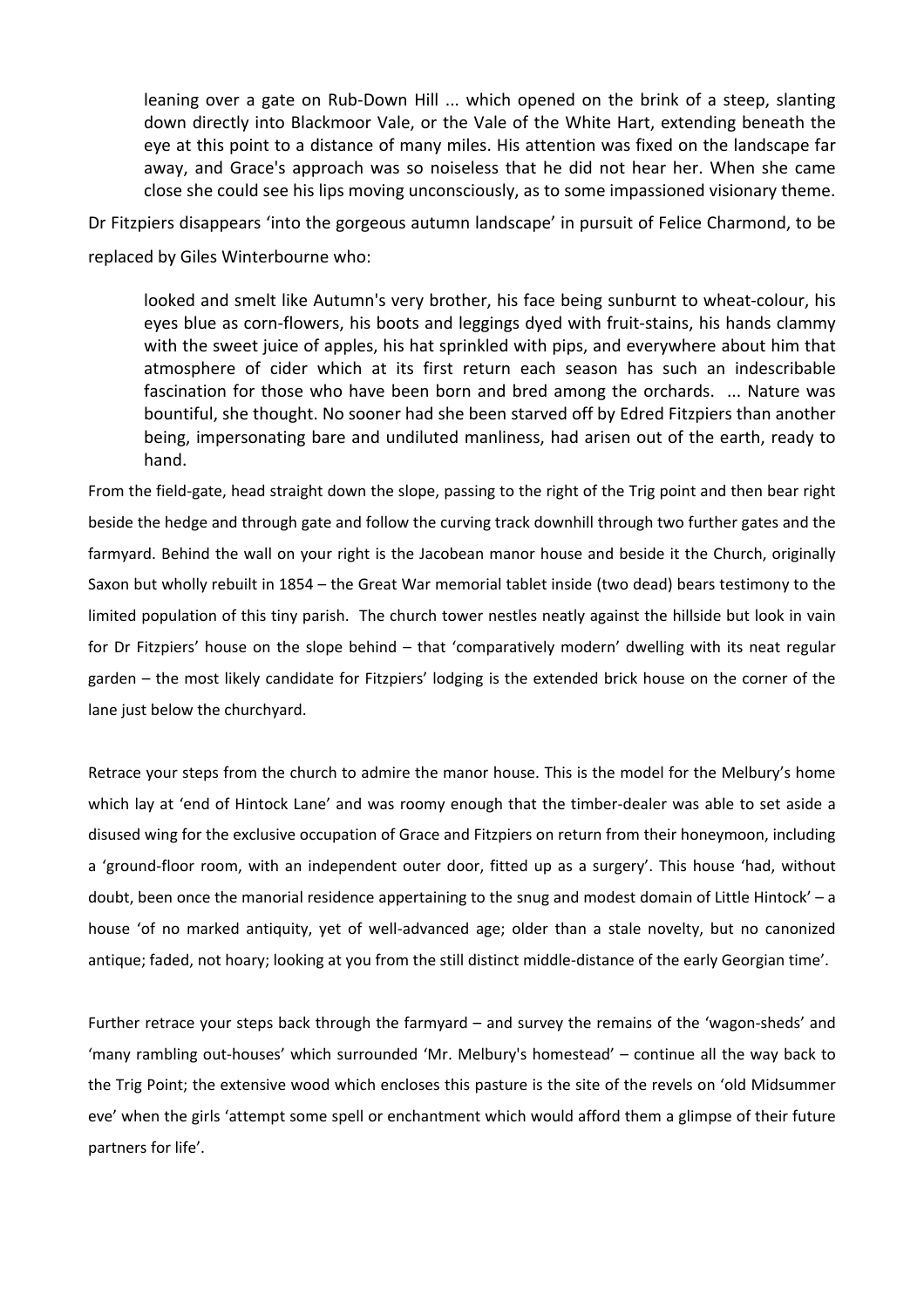> leaning over a gate on Rub-Down Hill ... which opened on the brink of a steep, slanting down directly into Blackmoor Vale, or the Vale of the White Hart, extending beneath the eye at this point to a distance of many miles. His attention was fixed on the landscape far away, and Grace's approach was so noiseless that he did not hear her. When she came close she could see his lips moving unconsciously, as to some impassioned visionary theme.

Dr Fitzpiers disappears 'into the gorgeous autumn landscape' in pursuit of Felice Charmond, to be replaced by Giles Winterbourne who:

> looked and smelt like Autumn's very brother, his face being sunburnt to wheat-colour, his eyes blue as corn-flowers, his boots and leggings dyed with fruit-stains, his hands clammy with the sweet juice of apples, his hat sprinkled with pips, and everywhere about him that atmosphere of cider which at its first return each season has such an indescribable fascination for those who have been born and bred among the orchards. ... Nature was bountiful, she thought. No sooner had she been starved off by Edred Fitzpiers than another being, impersonating bare and undiluted manliness, had arisen out of the earth, ready to hand.

From the field-gate, head straight down the slope, passing to the right of the Trig point and then bear right beside the hedge and through gate and follow the curving track downhill through two further gates and the farmyard. Behind the wall on your right is the Jacobean manor house and beside it the Church, originally Saxon but wholly rebuilt in 1854 – the Great War memorial tablet inside (two dead) bears testimony to the limited population of this tiny parish. The church tower nestles neatly against the hillside but look in vain for Dr Fitzpiers' house on the slope behind – that 'comparatively modern' dwelling with its neat regular garden – the most likely candidate for Fitzpiers' lodging is the extended brick house on the corner of the lane just below the churchyard.

Retrace your steps from the church to admire the manor house. This is the model for the Melbury's home which lay at 'end of Hintock Lane' and was roomy enough that the timber-dealer was able to set aside a disused wing for the exclusive occupation of Grace and Fitzpiers on return from their honeymoon, including a 'ground-floor room, with an independent outer door, fitted up as a surgery'. This house 'had, without doubt, been once the manorial residence appertaining to the snug and modest domain of Little Hintock' – a house 'of no marked antiquity, yet of well-advanced age; older than a stale novelty, but no canonized antique; faded, not hoary; looking at you from the still distinct middle-distance of the early Georgian time'.

Further retrace your steps back through the farmyard – and survey the remains of the 'wagon-sheds' and 'many rambling out-houses' which surrounded 'Mr. Melbury's homestead' – continue all the way back to the Trig Point; the extensive wood which encloses this pasture is the site of the revels on 'old Midsummer eve' when the girls 'attempt some spell or enchantment which would afford them a glimpse of their future partners for life'.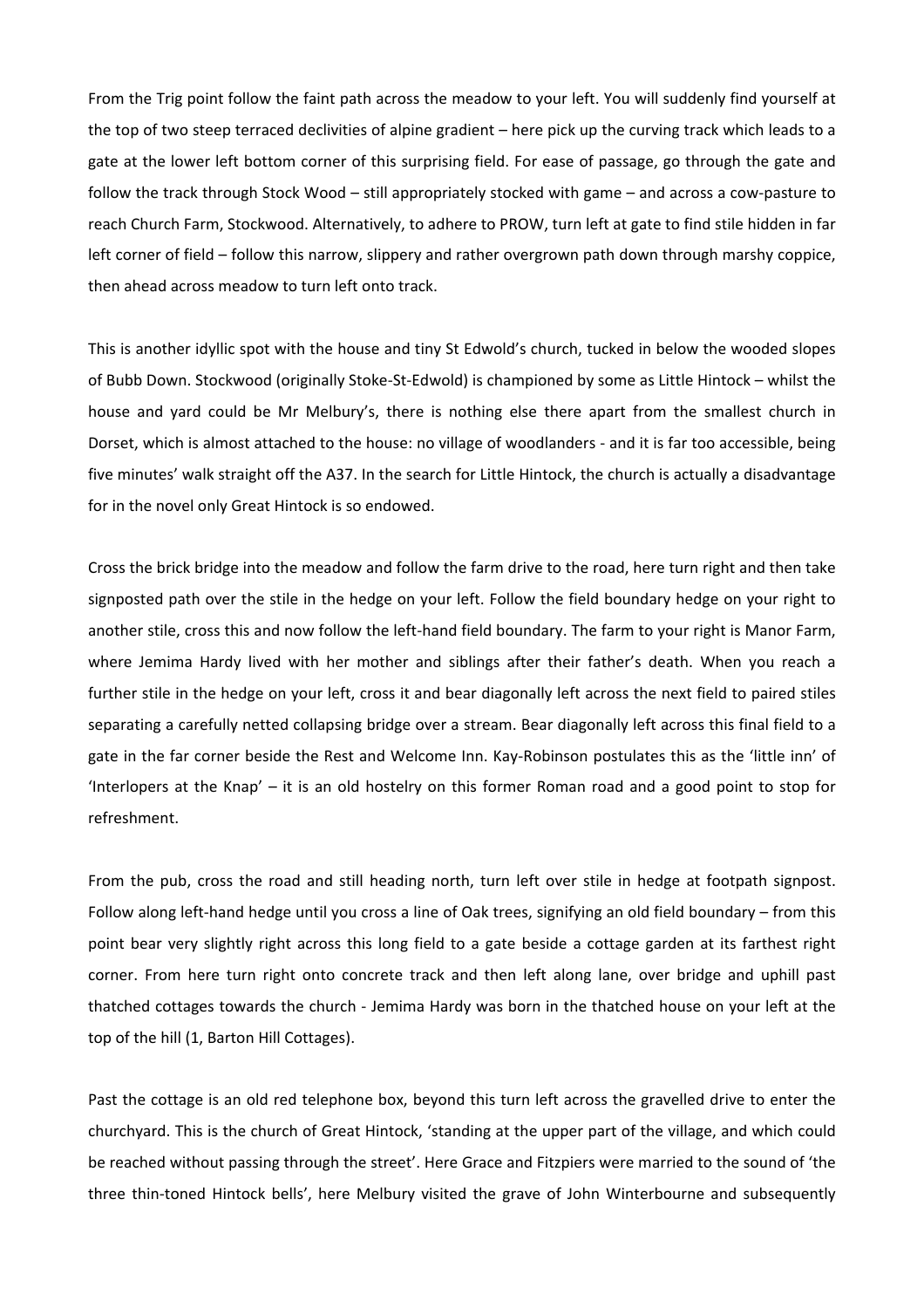From the Trig point follow the faint path across the meadow to your left. You will suddenly find yourself at the top of two steep terraced declivities of alpine gradient – here pick up the curving track which leads to a gate at the lower left bottom corner of this surprising field. For ease of passage, go through the gate and follow the track through Stock Wood – still appropriately stocked with game – and across a cow-pasture to reach Church Farm, Stockwood. Alternatively, to adhere to PROW, turn left at gate to find stile hidden in far left corner of field – follow this narrow, slippery and rather overgrown path down through marshy coppice, then ahead across meadow to turn left onto track.

This is another idyllic spot with the house and tiny St Edwold's church, tucked in below the wooded slopes of Bubb Down. Stockwood (originally Stoke-St-Edwold) is championed by some as Little Hintock – whilst the house and yard could be Mr Melbury's, there is nothing else there apart from the smallest church in Dorset, which is almost attached to the house: no village of woodlanders - and it is far too accessible, being five minutes' walk straight off the A37. In the search for Little Hintock, the church is actually a disadvantage for in the novel only Great Hintock is so endowed.

Cross the brick bridge into the meadow and follow the farm drive to the road, here turn right and then take signposted path over the stile in the hedge on your left. Follow the field boundary hedge on your right to another stile, cross this and now follow the left-hand field boundary. The farm to your right is Manor Farm, where Jemima Hardy lived with her mother and siblings after their father's death. When you reach a further stile in the hedge on your left, cross it and bear diagonally left across the next field to paired stiles separating a carefully netted collapsing bridge over a stream. Bear diagonally left across this final field to a gate in the far corner beside the Rest and Welcome Inn. Kay-Robinson postulates this as the 'little inn' of 'Interlopers at the Knap' – it is an old hostelry on this former Roman road and a good point to stop for refreshment.

From the pub, cross the road and still heading north, turn left over stile in hedge at footpath signpost. Follow along left-hand hedge until you cross a line of Oak trees, signifying an old field boundary – from this point bear very slightly right across this long field to a gate beside a cottage garden at its farthest right corner. From here turn right onto concrete track and then left along lane, over bridge and uphill past thatched cottages towards the church - Jemima Hardy was born in the thatched house on your left at the top of the hill (1, Barton Hill Cottages).

Past the cottage is an old red telephone box, beyond this turn left across the gravelled drive to enter the churchyard. This is the church of Great Hintock, 'standing at the upper part of the village, and which could be reached without passing through the street'. Here Grace and Fitzpiers were married to the sound of 'the three thin-toned Hintock bells', here Melbury visited the grave of John Winterbourne and subsequently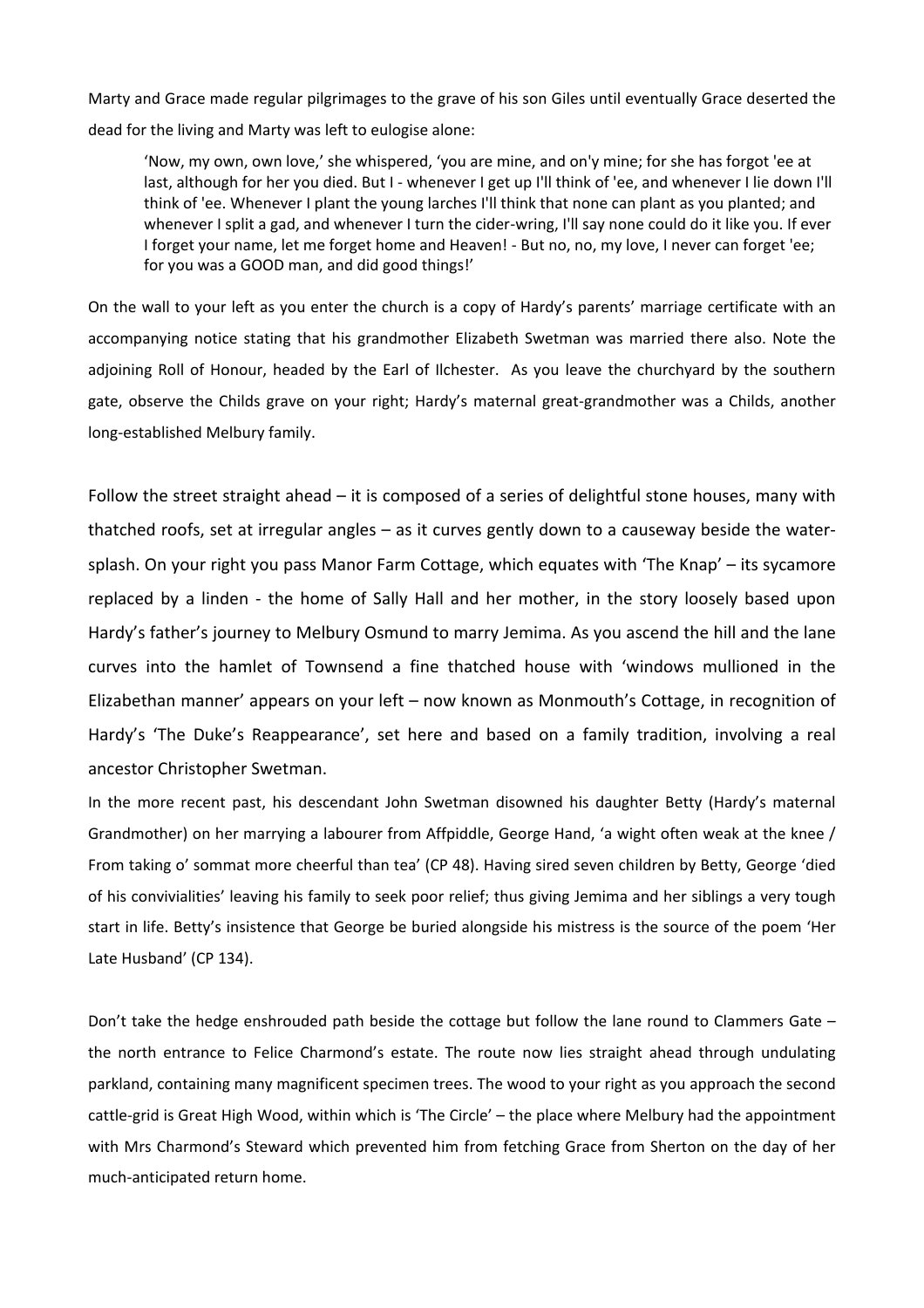Marty and Grace made regular pilgrimages to the grave of his son Giles until eventually Grace deserted the dead for the living and Marty was left to eulogise alone:

> 'Now, my own, own love,' she whispered, 'you are mine, and on'y mine; for she has forgot 'ee at last, although for her you died. But I - whenever I get up I'll think of 'ee, and whenever I lie down I'll think of 'ee. Whenever I plant the young larches I'll think that none can plant as you planted; and whenever I split a gad, and whenever I turn the cider-wring, I'll say none could do it like you. If ever I forget your name, let me forget home and Heaven! - But no, no, my love, I never can forget 'ee; for you was a GOOD man, and did good things!'

On the wall to your left as you enter the church is a copy of Hardy's parents' marriage certificate with an accompanying notice stating that his grandmother Elizabeth Swetman was married there also. Note the adjoining Roll of Honour, headed by the Earl of Ilchester. As you leave the churchyard by the southern gate, observe the Childs grave on your right; Hardy's maternal great-grandmother was a Childs, another long-established Melbury family.

Follow the street straight ahead – it is composed of a series of delightful stone houses, many with thatched roofs, set at irregular angles – as it curves gently down to a causeway beside the water-splash. On your right you pass Manor Farm Cottage, which equates with 'The Knap' – its sycamore replaced by a linden - the home of Sally Hall and her mother, in the story loosely based upon Hardy's father's journey to Melbury Osmund to marry Jemima. As you ascend the hill and the lane curves into the hamlet of Townsend a fine thatched house with 'windows mullioned in the Elizabethan manner' appears on your left – now known as Monmouth's Cottage, in recognition of Hardy's 'The Duke's Reappearance', set here and based on a family tradition, involving a real ancestor Christopher Swetman.

In the more recent past, his descendant John Swetman disowned his daughter Betty (Hardy's maternal Grandmother) on her marrying a labourer from Affpiddle, George Hand, 'a wight often weak at the knee / From taking o' sommat more cheerful than tea' (CP 48). Having sired seven children by Betty, George 'died of his convivialities' leaving his family to seek poor relief; thus giving Jemima and her siblings a very tough start in life. Betty's insistence that George be buried alongside his mistress is the source of the poem 'Her Late Husband' (CP 134).

Don't take the hedge enshrouded path beside the cottage but follow the lane round to Clammers Gate – the north entrance to Felice Charmond's estate. The route now lies straight ahead through undulating parkland, containing many magnificent specimen trees. The wood to your right as you approach the second cattle-grid is Great High Wood, within which is 'The Circle' – the place where Melbury had the appointment with Mrs Charmond's Steward which prevented him from fetching Grace from Sherton on the day of her much-anticipated return home.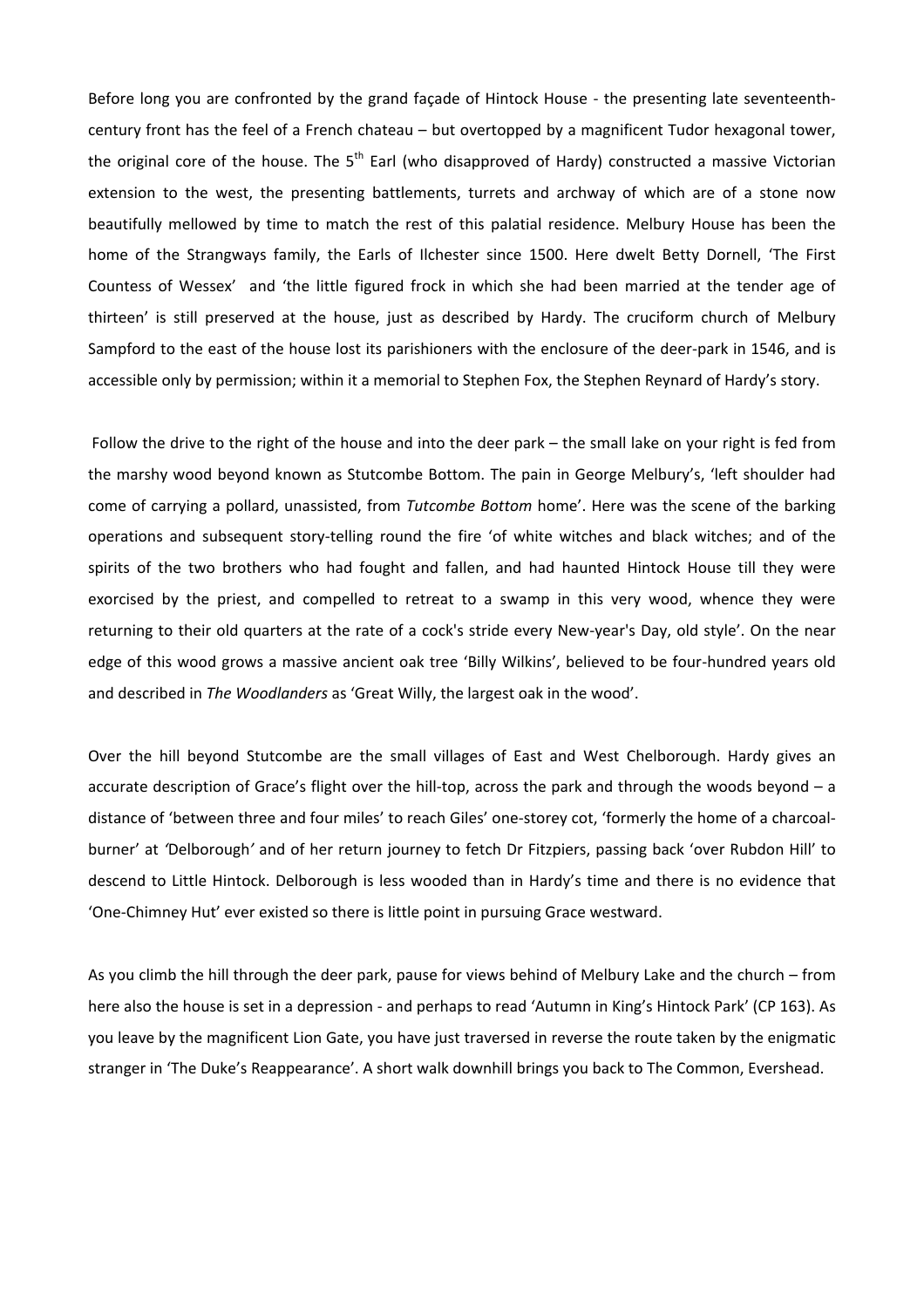Before long you are confronted by the grand façade of Hintock House - the presenting late seventeenth-century front has the feel of a French chateau – but overtopped by a magnificent Tudor hexagonal tower, the original core of the house. The 5th Earl (who disapproved of Hardy) constructed a massive Victorian extension to the west, the presenting battlements, turrets and archway of which are of a stone now beautifully mellowed by time to match the rest of this palatial residence. Melbury House has been the home of the Strangways family, the Earls of Ilchester since 1500. Here dwelt Betty Dornell, 'The First Countess of Wessex' and 'the little figured frock in which she had been married at the tender age of thirteen' is still preserved at the house, just as described by Hardy. The cruciform church of Melbury Sampford to the east of the house lost its parishioners with the enclosure of the deer-park in 1546, and is accessible only by permission; within it a memorial to Stephen Fox, the Stephen Reynard of Hardy's story.

Follow the drive to the right of the house and into the deer park – the small lake on your right is fed from the marshy wood beyond known as Stutcombe Bottom. The pain in George Melbury's, 'left shoulder had come of carrying a pollard, unassisted, from *Tutcombe Bottom* home'. Here was the scene of the barking operations and subsequent story-telling round the fire 'of white witches and black witches; and of the spirits of the two brothers who had fought and fallen, and had haunted Hintock House till they were exorcised by the priest, and compelled to retreat to a swamp in this very wood, whence they were returning to their old quarters at the rate of a cock's stride every New-year's Day, old style'. On the near edge of this wood grows a massive ancient oak tree 'Billy Wilkins', believed to be four-hundred years old and described in *The Woodlanders* as 'Great Willy, the largest oak in the wood'.

Over the hill beyond Stutcombe are the small villages of East and West Chelborough. Hardy gives an accurate description of Grace's flight over the hill-top, across the park and through the woods beyond – a distance of 'between three and four miles' to reach Giles' one-storey cot, 'formerly the home of a charcoal-burner' at *'Delborough'* and of her return journey to fetch Dr Fitzpiers, passing back 'over Rubdon Hill' to descend to Little Hintock. Delborough is less wooded than in Hardy's time and there is no evidence that 'One-Chimney Hut' ever existed so there is little point in pursuing Grace westward.

As you climb the hill through the deer park, pause for views behind of Melbury Lake and the church – from here also the house is set in a depression - and perhaps to read 'Autumn in King's Hintock Park' (CP 163). As you leave by the magnificent Lion Gate, you have just traversed in reverse the route taken by the enigmatic stranger in 'The Duke's Reappearance'. A short walk downhill brings you back to The Common, Evershead.